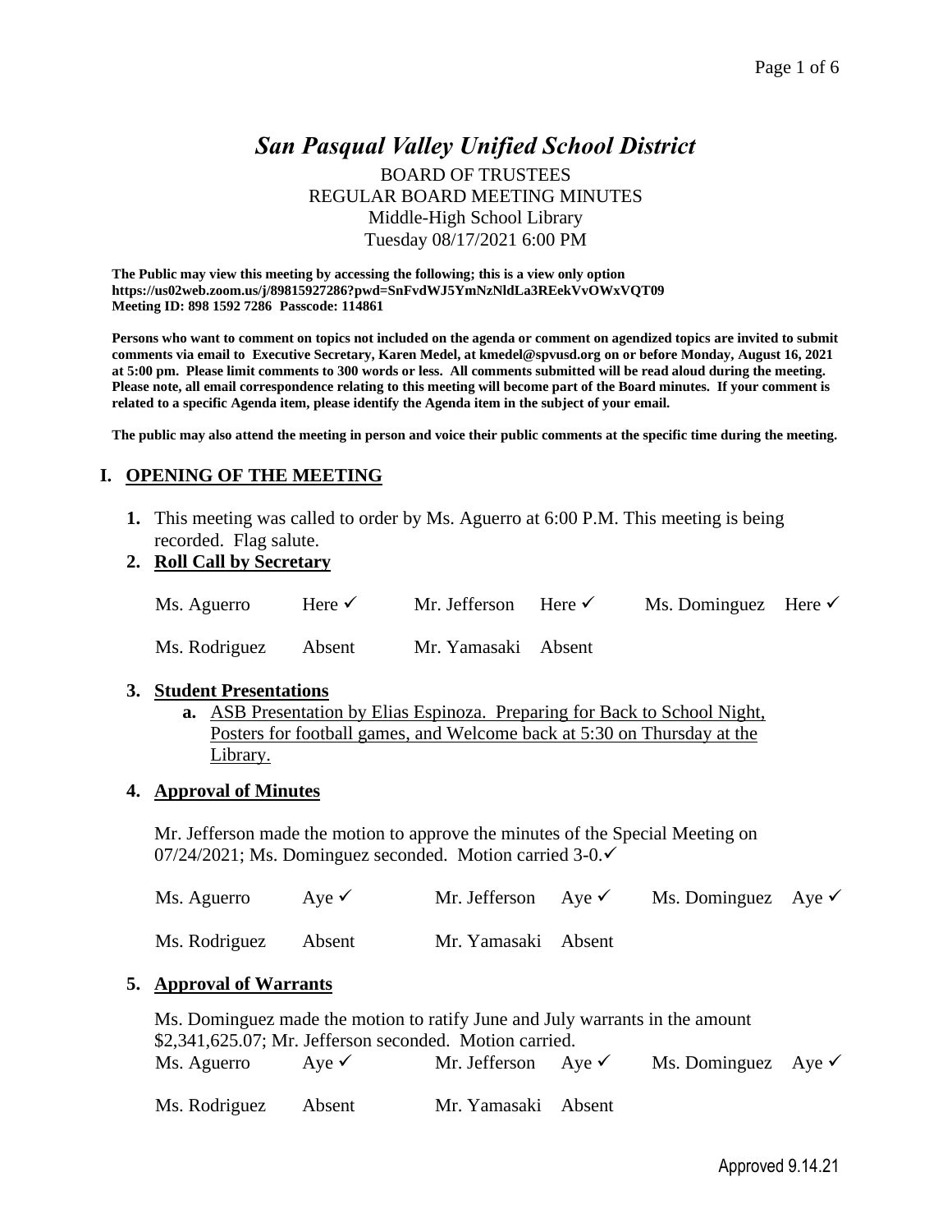# *San Pasqual Valley Unified School District*

BOARD OF TRUSTEES
REGULAR BOARD MEETING MINUTES
Middle-High School Library
Tuesday 08/17/2021 6:00 PM

**The Public may view this meeting by accessing the following; this is a view only option https://us02web.zoom.us/j/89815927286?pwd=SnFvdWJ5YmNzNldLa3REekVvOWxVQT09 Meeting ID: 898 1592 7286 Passcode: 114861**

**Persons who want to comment on topics not included on the agenda or comment on agendized topics are invited to submit comments via email to Executive Secretary, Karen Medel, at kmedel@spvusd.org on or before Monday, August 16, 2021 at 5:00 pm. Please limit comments to 300 words or less. All comments submitted will be read aloud during the meeting. Please note, all email correspondence relating to this meeting will become part of the Board minutes. If your comment is related to a specific Agenda item, please identify the Agenda item in the subject of your email.**

**The public may also attend the meeting in person and voice their public comments at the specific time during the meeting.**

## I. OPENING OF THE MEETING

**1.** This meeting was called to order by Ms. Aguerro at 6:00 P.M. This meeting is being recorded. Flag salute.

**2. Roll Call by Secretary**

| | | | | | |
|---|---|---|---|---|---|
| Ms. Aguerro | Here ✓ | Mr. Jefferson | Here ✓ | Ms. Dominguez | Here ✓ |
| Ms. Rodriguez | Absent | Mr. Yamasaki | Absent | | |

**3. Student Presentations**

**a.** ASB Presentation by Elias Espinoza. Preparing for Back to School Night, Posters for football games, and Welcome back at 5:30 on Thursday at the Library.

**4. Approval of Minutes**

Mr. Jefferson made the motion to approve the minutes of the Special Meeting on 07/24/2021; Ms. Dominguez seconded. Motion carried 3-0.✓

| | | | | | |
|---|---|---|---|---|---|
| Ms. Aguerro | Aye ✓ | Mr. Jefferson | Aye ✓ | Ms. Dominguez | Aye ✓ |
| Ms. Rodriguez | Absent | Mr. Yamasaki | Absent | | |

**5. Approval of Warrants**

Ms. Dominguez made the motion to ratify June and July warrants in the amount $2,341,625.07; Mr. Jefferson seconded. Motion carried.

| | | | | | |
|---|---|---|---|---|---|
| Ms. Aguerro | Aye ✓ | Mr. Jefferson | Aye ✓ | Ms. Dominguez | Aye ✓ |
| Ms. Rodriguez | Absent | Mr. Yamasaki | Absent | | |

Approved 9.14.21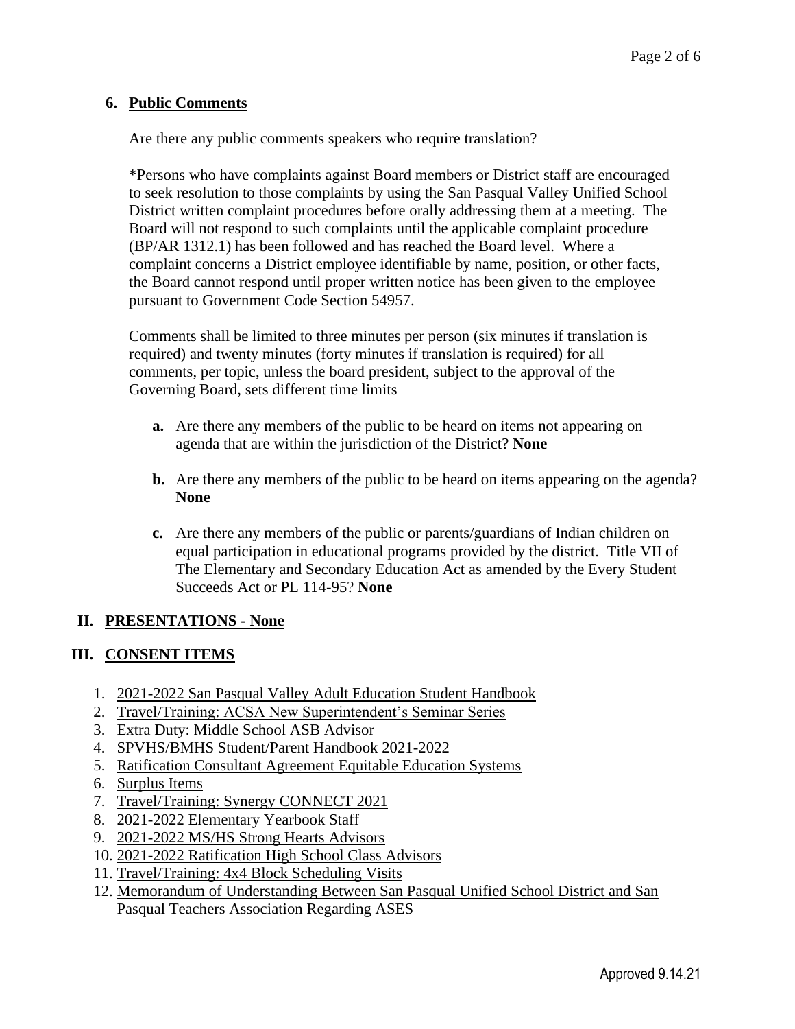**6. Public Comments**

Are there any public comments speakers who require translation?

*Persons who have complaints against Board members or District staff are encouraged to seek resolution to those complaints by using the San Pasqual Valley Unified School District written complaint procedures before orally addressing them at a meeting. The Board will not respond to such complaints until the applicable complaint procedure (BP/AR 1312.1) has been followed and has reached the Board level. Where a complaint concerns a District employee identifiable by name, position, or other facts, the Board cannot respond until proper written notice has been given to the employee pursuant to Government Code Section 54957.

Comments shall be limited to three minutes per person (six minutes if translation is required) and twenty minutes (forty minutes if translation is required) for all comments, per topic, unless the board president, subject to the approval of the Governing Board, sets different time limits

- **a.** Are there any members of the public to be heard on items not appearing on agenda that are within the jurisdiction of the District? **None**
- **b.** Are there any members of the public to be heard on items appearing on the agenda? **None**
- **c.** Are there any members of the public or parents/guardians of Indian children on equal participation in educational programs provided by the district. Title VII of The Elementary and Secondary Education Act as amended by the Every Student Succeeds Act or PL 114-95? **None**

## II. PRESENTATIONS - None

## III. CONSENT ITEMS

1. 2021-2022 San Pasqual Valley Adult Education Student Handbook
2. Travel/Training: ACSA New Superintendent's Seminar Series
3. Extra Duty: Middle School ASB Advisor
4. SPVHS/BMHS Student/Parent Handbook 2021-2022
5. Ratification Consultant Agreement Equitable Education Systems
6. Surplus Items
7. Travel/Training: Synergy CONNECT 2021
8. 2021-2022 Elementary Yearbook Staff
9. 2021-2022 MS/HS Strong Hearts Advisors
10. 2021-2022 Ratification High School Class Advisors
11. Travel/Training: 4x4 Block Scheduling Visits
12. Memorandum of Understanding Between San Pasqual Unified School District and San Pasqual Teachers Association Regarding ASES

Approved 9.14.21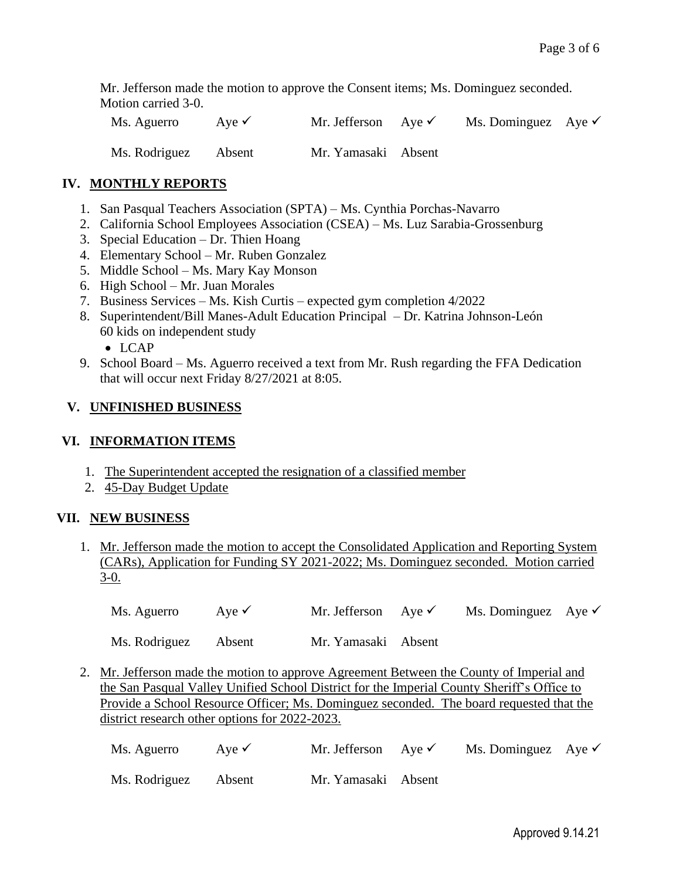Mr. Jefferson made the motion to approve the Consent items; Ms. Dominguez seconded. Motion carried 3-0.

| | | | | | |
|---|---|---|---|---|---|
| Ms. Aguerro | Aye ✓ | Mr. Jefferson | Aye ✓ | Ms. Dominguez | Aye ✓ |
| Ms. Rodriguez | Absent | Mr. Yamasaki | Absent | | |

## IV. MONTHLY REPORTS

1. San Pasqual Teachers Association (SPTA) – Ms. Cynthia Porchas-Navarro
2. California School Employees Association (CSEA) – Ms. Luz Sarabia-Grossenburg
3. Special Education – Dr. Thien Hoang
4. Elementary School – Mr. Ruben Gonzalez
5. Middle School – Ms. Mary Kay Monson
6. High School – Mr. Juan Morales
7. Business Services – Ms. Kish Curtis – expected gym completion 4/2022
8. Superintendent/Bill Manes-Adult Education Principal – Dr. Katrina Johnson-León
   60 kids on independent study
   - LCAP
9. School Board – Ms. Aguerro received a text from Mr. Rush regarding the FFA Dedication that will occur next Friday 8/27/2021 at 8:05.

## V. UNFINISHED BUSINESS

## VI. INFORMATION ITEMS

1. The Superintendent accepted the resignation of a classified member
2. 45-Day Budget Update

## VII. NEW BUSINESS

1. Mr. Jefferson made the motion to accept the Consolidated Application and Reporting System (CARs), Application for Funding SY 2021-2022; Ms. Dominguez seconded. Motion carried 3-0.

| | | | | | |
|---|---|---|---|---|---|
| Ms. Aguerro | Aye ✓ | Mr. Jefferson | Aye ✓ | Ms. Dominguez | Aye ✓ |
| Ms. Rodriguez | Absent | Mr. Yamasaki | Absent | | |

2. Mr. Jefferson made the motion to approve Agreement Between the County of Imperial and the San Pasqual Valley Unified School District for the Imperial County Sheriff's Office to Provide a School Resource Officer; Ms. Dominguez seconded. The board requested that the district research other options for 2022-2023.

| | | | | | |
|---|---|---|---|---|---|
| Ms. Aguerro | Aye ✓ | Mr. Jefferson | Aye ✓ | Ms. Dominguez | Aye ✓ |
| Ms. Rodriguez | Absent | Mr. Yamasaki | Absent | | |

Approved 9.14.21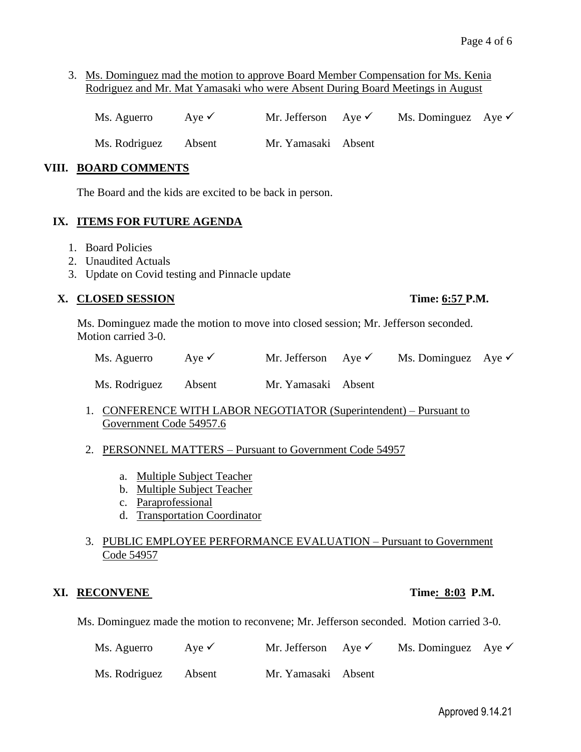3. Ms. Dominguez mad the motion to approve Board Member Compensation for Ms. Kenia Rodriguez and Mr. Mat Yamasaki who were Absent During Board Meetings in August

| | | | | | |
|---|---|---|---|---|---|
| Ms. Aguerro | Aye ✓ | Mr. Jefferson | Aye ✓ | Ms. Dominguez | Aye ✓ |
| Ms. Rodriguez | Absent | Mr. Yamasaki | Absent | | |

## VIII. BOARD COMMENTS

The Board and the kids are excited to be back in person.

## IX. ITEMS FOR FUTURE AGENDA

1. Board Policies
2. Unaudited Actuals
3. Update on Covid testing and Pinnacle update

## X. CLOSED SESSION — Time: 6:57 P.M.

Ms. Dominguez made the motion to move into closed session; Mr. Jefferson seconded. Motion carried 3-0.

| | | | | | |
|---|---|---|---|---|---|
| Ms. Aguerro | Aye ✓ | Mr. Jefferson | Aye ✓ | Ms. Dominguez | Aye ✓ |
| Ms. Rodriguez | Absent | Mr. Yamasaki | Absent | | |

1. CONFERENCE WITH LABOR NEGOTIATOR (Superintendent) – Pursuant to Government Code 54957.6

2. PERSONNEL MATTERS – Pursuant to Government Code 54957

   a. Multiple Subject Teacher
   b. Multiple Subject Teacher
   c. Paraprofessional
   d. Transportation Coordinator

3. PUBLIC EMPLOYEE PERFORMANCE EVALUATION – Pursuant to Government Code 54957

## XI. RECONVENE — Time: 8:03 P.M.

Ms. Dominguez made the motion to reconvene; Mr. Jefferson seconded. Motion carried 3-0.

| | | | | | |
|---|---|---|---|---|---|
| Ms. Aguerro | Aye ✓ | Mr. Jefferson | Aye ✓ | Ms. Dominguez | Aye ✓ |
| Ms. Rodriguez | Absent | Mr. Yamasaki | Absent | | |

Approved 9.14.21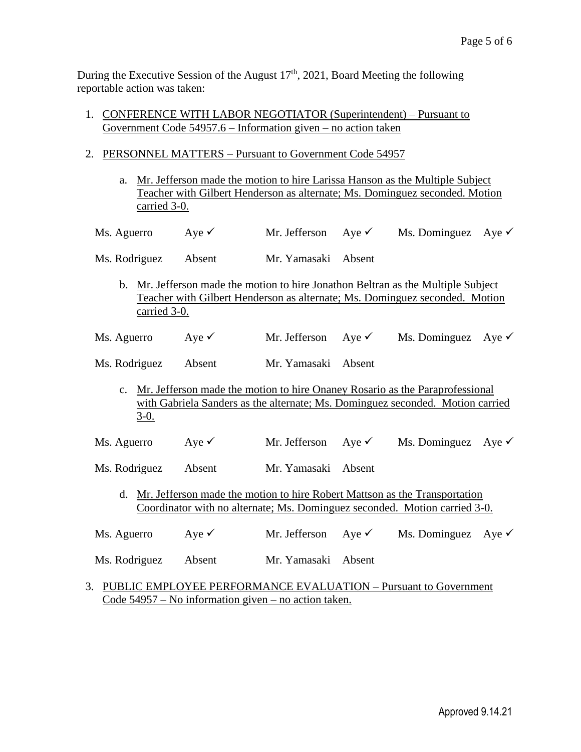During the Executive Session of the August 17th, 2021, Board Meeting the following reportable action was taken:

1. CONFERENCE WITH LABOR NEGOTIATOR (Superintendent) – Pursuant to Government Code 54957.6 – Information given – no action taken

2. PERSONNEL MATTERS – Pursuant to Government Code 54957

   a. Mr. Jefferson made the motion to hire Larissa Hanson as the Multiple Subject Teacher with Gilbert Henderson as alternate; Ms. Dominguez seconded. Motion carried 3-0.

| | | | | | |
|---|---|---|---|---|---|
| Ms. Aguerro | Aye ✓ | Mr. Jefferson | Aye ✓ | Ms. Dominguez | Aye ✓ |
| Ms. Rodriguez | Absent | Mr. Yamasaki | Absent | | |

   b. Mr. Jefferson made the motion to hire Jonathon Beltran as the Multiple Subject Teacher with Gilbert Henderson as alternate; Ms. Dominguez seconded. Motion carried 3-0.

| | | | | | |
|---|---|---|---|---|---|
| Ms. Aguerro | Aye ✓ | Mr. Jefferson | Aye ✓ | Ms. Dominguez | Aye ✓ |
| Ms. Rodriguez | Absent | Mr. Yamasaki | Absent | | |

   c. Mr. Jefferson made the motion to hire Onaney Rosario as the Paraprofessional with Gabriela Sanders as the alternate; Ms. Dominguez seconded. Motion carried 3-0.

| | | | | | |
|---|---|---|---|---|---|
| Ms. Aguerro | Aye ✓ | Mr. Jefferson | Aye ✓ | Ms. Dominguez | Aye ✓ |
| Ms. Rodriguez | Absent | Mr. Yamasaki | Absent | | |

   d. Mr. Jefferson made the motion to hire Robert Mattson as the Transportation Coordinator with no alternate; Ms. Dominguez seconded. Motion carried 3-0.

| | | | | | |
|---|---|---|---|---|---|
| Ms. Aguerro | Aye ✓ | Mr. Jefferson | Aye ✓ | Ms. Dominguez | Aye ✓ |
| Ms. Rodriguez | Absent | Mr. Yamasaki | Absent | | |

3. PUBLIC EMPLOYEE PERFORMANCE EVALUATION – Pursuant to Government Code 54957 – No information given – no action taken.

Approved 9.14.21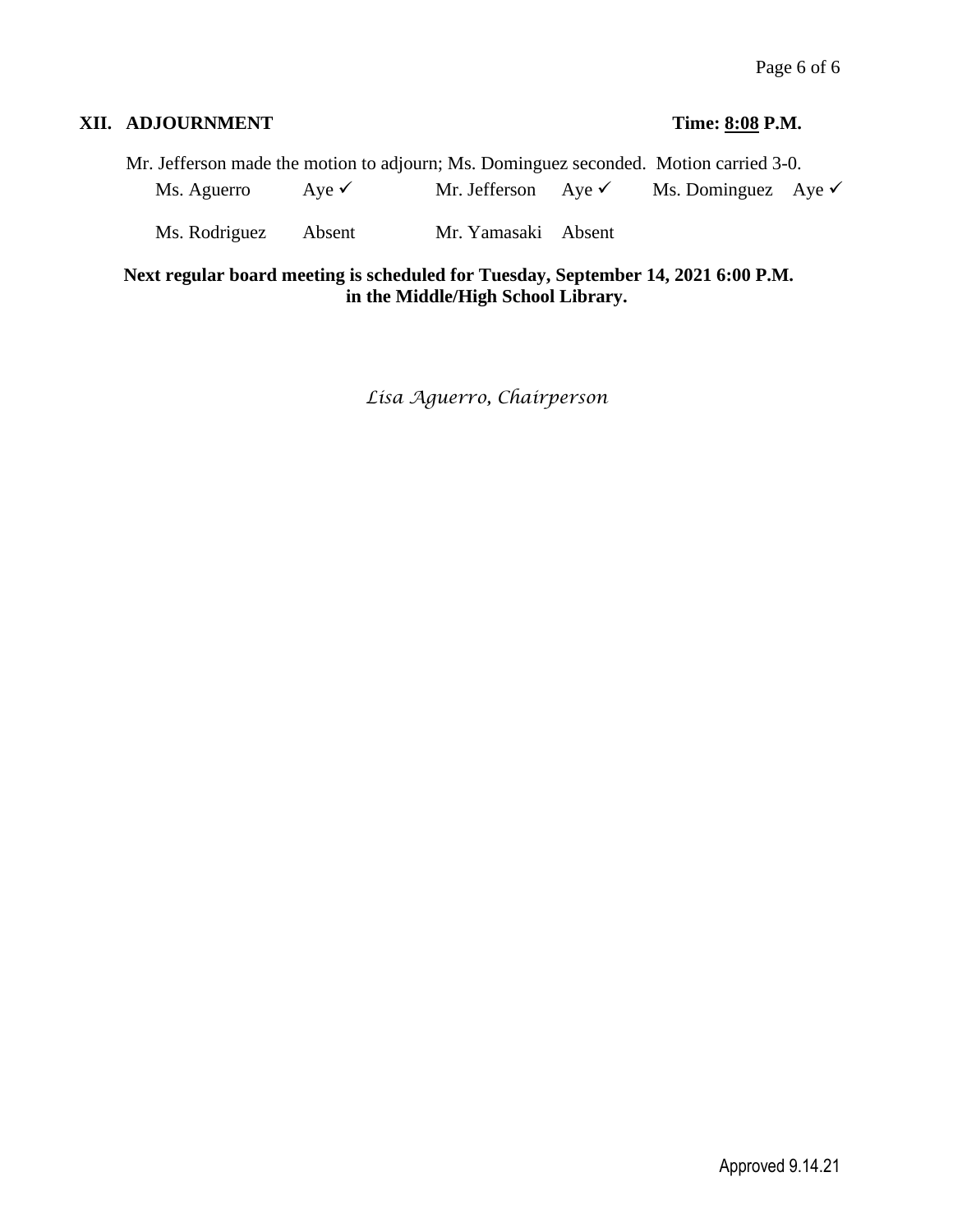## XII. ADJOURNMENT

**Time: <u>8:08</u> P.M.**

Mr. Jefferson made the motion to adjourn; Ms. Dominguez seconded. Motion carried 3-0.

| | | | | | |
|---|---|---|---|---|---|
| Ms. Aguerro | Aye ✓ | Mr. Jefferson | Aye ✓ | Ms. Dominguez | Aye ✓ |
| Ms. Rodriguez | Absent | Mr. Yamasaki | Absent | | |

**Next regular board meeting is scheduled for Tuesday, September 14, 2021 6:00 P.M. in the Middle/High School Library.**

*Lisa Aguerro, Chairperson*

Approved 9.14.21